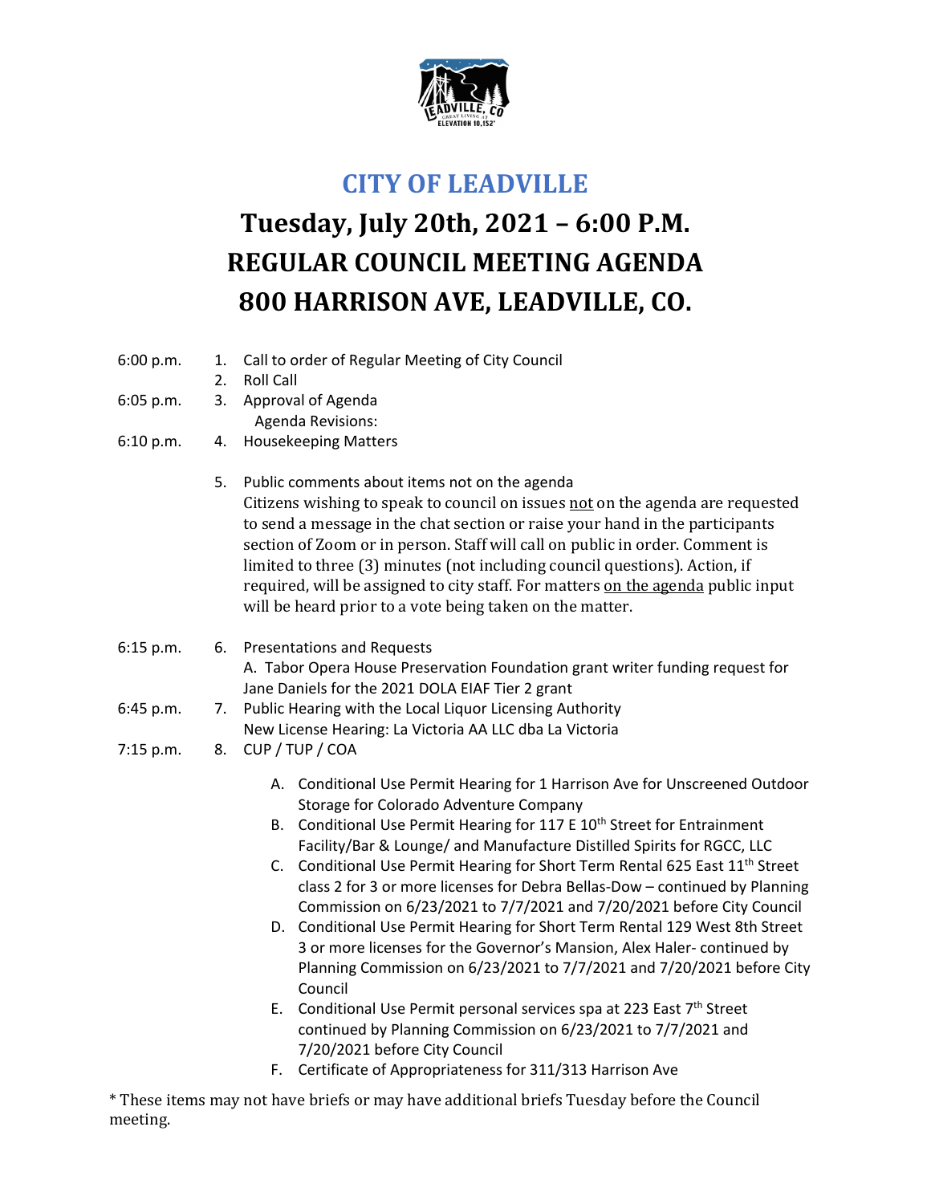## CITY OF LEADVILLE

# Tuesday, July 20th, 2021 – 6:00 P.M.
# REGULAR COUNCIL MEETING AGENDA
# 800 HARRISON AVE, LEADVILLE, CO.

6:00 p.m. 1. Call to order of Regular Meeting of City Council

2. Roll Call

6:05 p.m. 3. Approval of Agenda

Agenda Revisions:

6:10 p.m. 4. Housekeeping Matters

5. Public comments about items not on the agenda

Citizens wishing to speak to council on issues not on the agenda are requested to send a message in the chat section or raise your hand in the participants section of Zoom or in person. Staff will call on public in order. Comment is limited to three (3) minutes (not including council questions). Action, if required, will be assigned to city staff. For matters on the agenda public input will be heard prior to a vote being taken on the matter.

6:15 p.m. 6. Presentations and Requests

A. Tabor Opera House Preservation Foundation grant writer funding request for Jane Daniels for the 2021 DOLA EIAF Tier 2 grant

6:45 p.m. 7. Public Hearing with the Local Liquor Licensing Authority

New License Hearing: La Victoria AA LLC dba La Victoria

7:15 p.m. 8. CUP / TUP / COA

A. Conditional Use Permit Hearing for 1 Harrison Ave for Unscreened Outdoor Storage for Colorado Adventure Company
B. Conditional Use Permit Hearing for 117 E 10th Street for Entrainment Facility/Bar & Lounge/ and Manufacture Distilled Spirits for RGCC, LLC
C. Conditional Use Permit Hearing for Short Term Rental 625 East 11th Street class 2 for 3 or more licenses for Debra Bellas-Dow – continued by Planning Commission on 6/23/2021 to 7/7/2021 and 7/20/2021 before City Council
D. Conditional Use Permit Hearing for Short Term Rental 129 West 8th Street 3 or more licenses for the Governor's Mansion, Alex Haler- continued by Planning Commission on 6/23/2021 to 7/7/2021 and 7/20/2021 before City Council
E. Conditional Use Permit personal services spa at 223 East 7th Street continued by Planning Commission on 6/23/2021 to 7/7/2021 and 7/20/2021 before City Council
F. Certificate of Appropriateness for 311/313 Harrison Ave

* These items may not have briefs or may have additional briefs Tuesday before the Council meeting.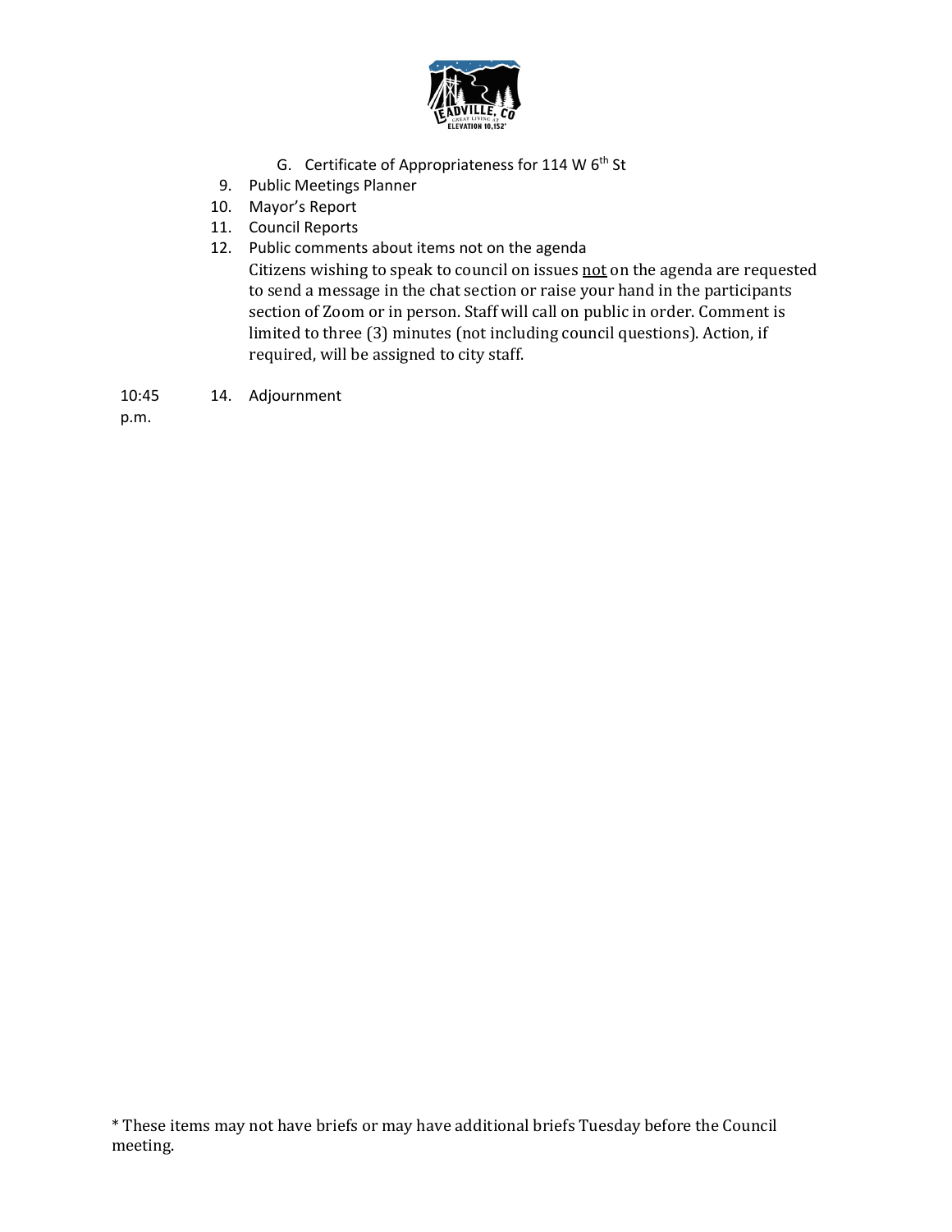G. Certificate of Appropriateness for 114 W 6th St

9. Public Meetings Planner
10. Mayor's Report
11. Council Reports
12. Public comments about items not on the agenda

    Citizens wishing to speak to council on issues not on the agenda are requested to send a message in the chat section or raise your hand in the participants section of Zoom or in person. Staff will call on public in order. Comment is limited to three (3) minutes (not including council questions). Action, if required, will be assigned to city staff.

10:45 p.m. 14. Adjournment

* These items may not have briefs or may have additional briefs Tuesday before the Council meeting.